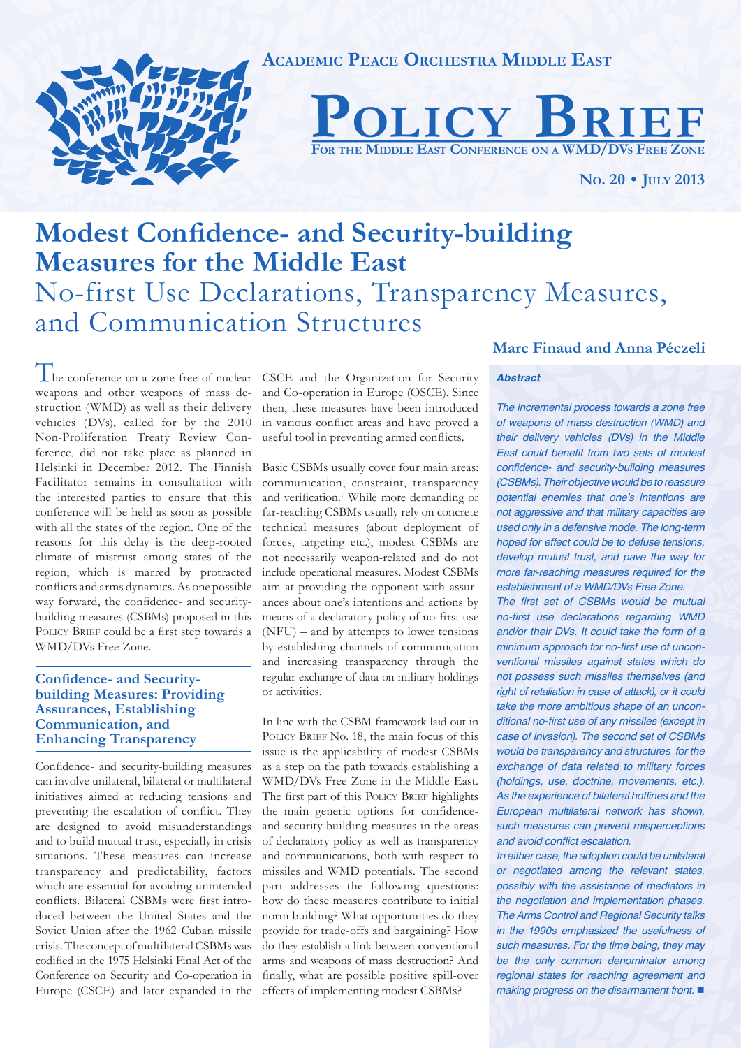Academic Peace Orchestra Middle East

# Policy Brief

For the Middle East Conference on a WMD/DVs Free Zone

No. 20 • July 2013

# Modest Confidence- and Security-building Measures for the Middle East

## No-first Use Declarations, Transparency Measures, and Communication Structures

**Marc Finaud and Anna Péczeli**

***Abstract***

*The incremental process towards a zone free of weapons of mass destruction (WMD) and their delivery vehicles (DVs) in the Middle East could benefit from two sets of modest confidence- and security-building measures (CSBMs). Their objective would be to reassure potential enemies that one's intentions are not aggressive and that military capacities are used only in a defensive mode. The long-term hoped for effect could be to defuse tensions, develop mutual trust, and pave the way for more far-reaching measures required for the establishment of a WMD/DVs Free Zone.*

*The first set of CSBMs would be mutual no-first use declarations regarding WMD and/or their DVs. It could take the form of a minimum approach for no-first use of unconventional missiles against states which do not possess such missiles themselves (and right of retaliation in case of attack), or it could take the more ambitious shape of an unconditional no-first use of any missiles (except in case of invasion). The second set of CSBMs would be transparency and structures for the exchange of data related to military forces (holdings, use, doctrine, movements, etc.). As the experience of bilateral hotlines and the European multilateral network has shown, such measures can prevent misperceptions and avoid conflict escalation.*

*In either case, the adoption could be unilateral or negotiated among the relevant states, possibly with the assistance of mediators in the negotiation and implementation phases. The Arms Control and Regional Security talks in the 1990s emphasized the usefulness of such measures. For the time being, they may be the only common denominator among regional states for reaching agreement and making progress on the disarmament front.* ■

The conference on a zone free of nuclear weapons and other weapons of mass destruction (WMD) as well as their delivery vehicles (DVs), called for by the 2010 Non-Proliferation Treaty Review Conference, did not take place as planned in Helsinki in December 2012. The Finnish Facilitator remains in consultation with the interested parties to ensure that this conference will be held as soon as possible with all the states of the region. One of the reasons for this delay is the deep-rooted climate of mistrust among states of the region, which is marred by protracted conflicts and arms dynamics. As one possible way forward, the confidence- and security-building measures (CSBMs) proposed in this Policy Brief could be a first step towards a WMD/DVs Free Zone.

### Confidence- and Security-building Measures: Providing Assurances, Establishing Communication, and Enhancing Transparency

Confidence- and security-building measures can involve unilateral, bilateral or multilateral initiatives aimed at reducing tensions and preventing the escalation of conflict. They are designed to avoid misunderstandings and to build mutual trust, especially in crisis situations. These measures can increase transparency and predictability, factors which are essential for avoiding unintended conflicts. Bilateral CSBMs were first introduced between the United States and the Soviet Union after the 1962 Cuban missile crisis. The concept of multilateral CSBMs was codified in the 1975 Helsinki Final Act of the Conference on Security and Co-operation in Europe (CSCE) and later expanded in the CSCE and the Organization for Security and Co-operation in Europe (OSCE). Since then, these measures have been introduced in various conflict areas and have proved a useful tool in preventing armed conflicts.

Basic CSBMs usually cover four main areas: communication, constraint, transparency and verification.[1] While more demanding or far-reaching CSBMs usually rely on concrete technical measures (about deployment of forces, targeting etc.), modest CSBMs are not necessarily weapon-related and do not include operational measures. Modest CSBMs aim at providing the opponent with assurances about one's intentions and actions by means of a declaratory policy of no-first use (NFU) – and by attempts to lower tensions by establishing channels of communication and increasing transparency through the regular exchange of data on military holdings or activities.

In line with the CSBM framework laid out in Policy Brief No. 18, the main focus of this issue is the applicability of modest CSBMs as a step on the path towards establishing a WMD/DVs Free Zone in the Middle East. The first part of this Policy Brief highlights the main generic options for confidence- and security-building measures in the areas of declaratory policy as well as transparency and communications, both with respect to missiles and WMD potentials. The second part addresses the following questions: how do these measures contribute to initial norm building? What opportunities do they provide for trade-offs and bargaining? How do they establish a link between conventional arms and weapons of mass destruction? And finally, what are possible positive spill-over effects of implementing modest CSBMs?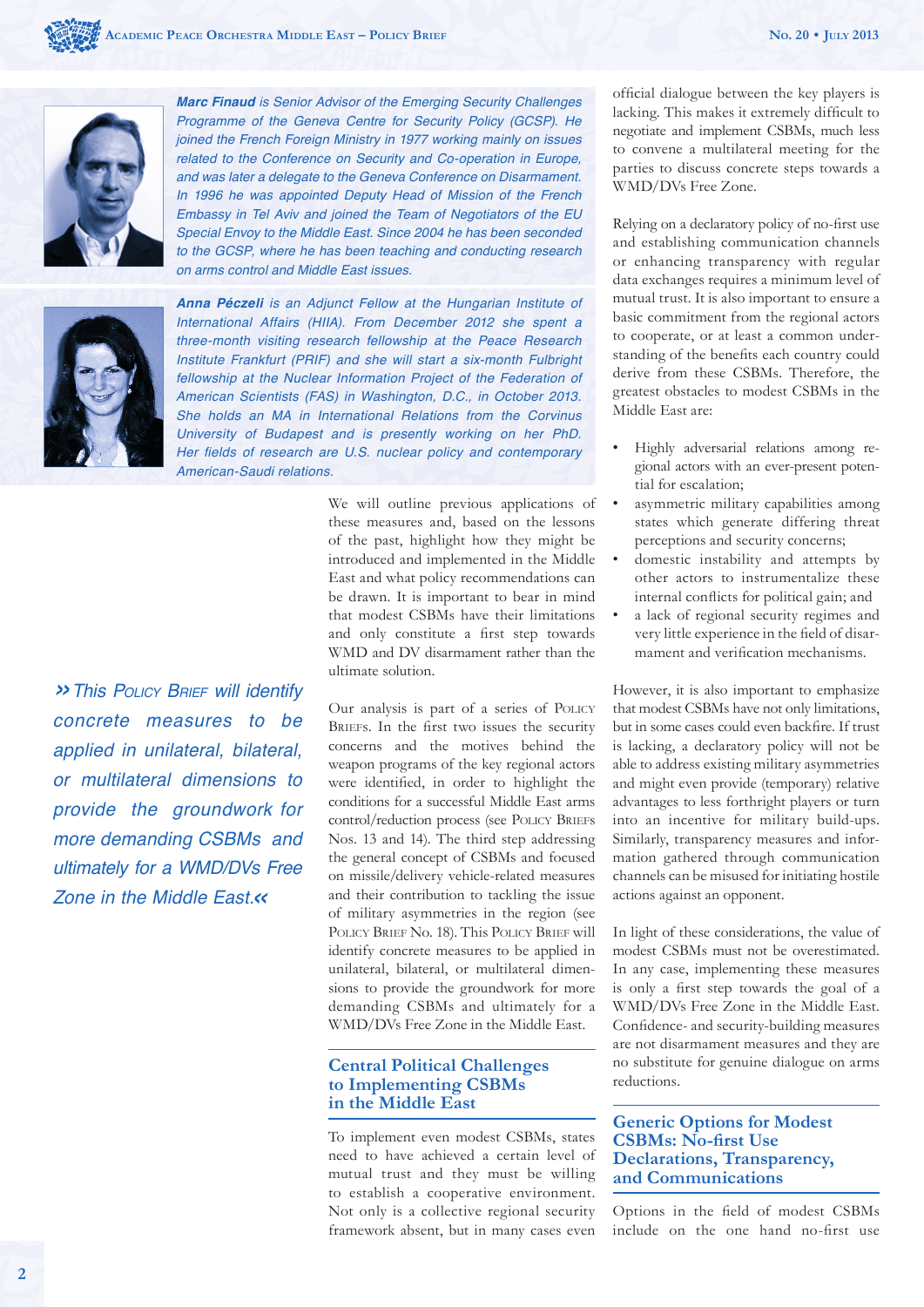*__Marc Finaud__ is Senior Advisor of the Emerging Security Challenges Programme of the Geneva Centre for Security Policy (GCSP). He joined the French Foreign Ministry in 1977 working mainly on issues related to the Conference on Security and Co-operation in Europe, and was later a delegate to the Geneva Conference on Disarmament. In 1996 he was appointed Deputy Head of Mission of the French Embassy in Tel Aviv and joined the Team of Negotiators of the EU Special Envoy to the Middle East. Since 2004 he has been seconded to the GCSP, where he has been teaching and conducting research on arms control and Middle East issues.*

*__Anna Péczeli__ is an Adjunct Fellow at the Hungarian Institute of International Affairs (HIIA). From December 2012 she spent a three-month visiting research fellowship at the Peace Research Institute Frankfurt (PRIF) and she will start a six-month Fulbright fellowship at the Nuclear Information Project of the Federation of American Scientists (FAS) in Washington, D.C., in October 2013. She holds an MA in International Relations from the Corvinus University of Budapest and is presently working on her PhD. Her fields of research are U.S. nuclear policy and contemporary American-Saudi relations.*

We will outline previous applications of these measures and, based on the lessons of the past, highlight how they might be introduced and implemented in the Middle East and what policy recommendations can be drawn. It is important to bear in mind that modest CSBMs have their limitations and only constitute a first step towards WMD and DV disarmament rather than the ultimate solution.

Our analysis is part of a series of Policy Briefs. In the first two issues the security concerns and the motives behind the weapon programs of the key regional actors were identified, in order to highlight the conditions for a successful Middle East arms control/reduction process (see Policy Briefs Nos. 13 and 14). The third step addressing the general concept of CSBMs and focused on missile/delivery vehicle-related measures and their contribution to tackling the issue of military asymmetries in the region (see Policy Brief No. 18). This Policy Brief will identify concrete measures to be applied in unilateral, bilateral, or multilateral dimensions to provide the groundwork for more demanding CSBMs and ultimately for a WMD/DVs Free Zone in the Middle East.

> *»This Policy Brief will identify concrete measures to be applied in unilateral, bilateral, or multilateral dimensions to provide the groundwork for more demanding CSBMs and ultimately for a WMD/DVs Free Zone in the Middle East.«*

## Central Political Challenges to Implementing CSBMs in the Middle East

To implement even modest CSBMs, states need to have achieved a certain level of mutual trust and they must be willing to establish a cooperative environment. Not only is a collective regional security framework absent, but in many cases even official dialogue between the key players is lacking. This makes it extremely difficult to negotiate and implement CSBMs, much less to convene a multilateral meeting for the parties to discuss concrete steps towards a WMD/DVs Free Zone.

Relying on a declaratory policy of no-first use and establishing communication channels or enhancing transparency with regular data exchanges requires a minimum level of mutual trust. It is also important to ensure a basic commitment from the regional actors to cooperate, or at least a common understanding of the benefits each country could derive from these CSBMs. Therefore, the greatest obstacles to modest CSBMs in the Middle East are:

- Highly adversarial relations among regional actors with an ever-present potential for escalation;
- asymmetric military capabilities among states which generate differing threat perceptions and security concerns;
- domestic instability and attempts by other actors to instrumentalize these internal conflicts for political gain; and
- a lack of regional security regimes and very little experience in the field of disarmament and verification mechanisms.

However, it is also important to emphasize that modest CSBMs have not only limitations, but in some cases could even backfire. If trust is lacking, a declaratory policy will not be able to address existing military asymmetries and might even provide (temporary) relative advantages to less forthright players or turn into an incentive for military build-ups. Similarly, transparency measures and information gathered through communication channels can be misused for initiating hostile actions against an opponent.

In light of these considerations, the value of modest CSBMs must not be overestimated. In any case, implementing these measures is only a first step towards the goal of a WMD/DVs Free Zone in the Middle East. Confidence- and security-building measures are not disarmament measures and they are no substitute for genuine dialogue on arms reductions.

## Generic Options for Modest CSBMs: No-first Use Declarations, Transparency, and Communications

Options in the field of modest CSBMs include on the one hand no-first use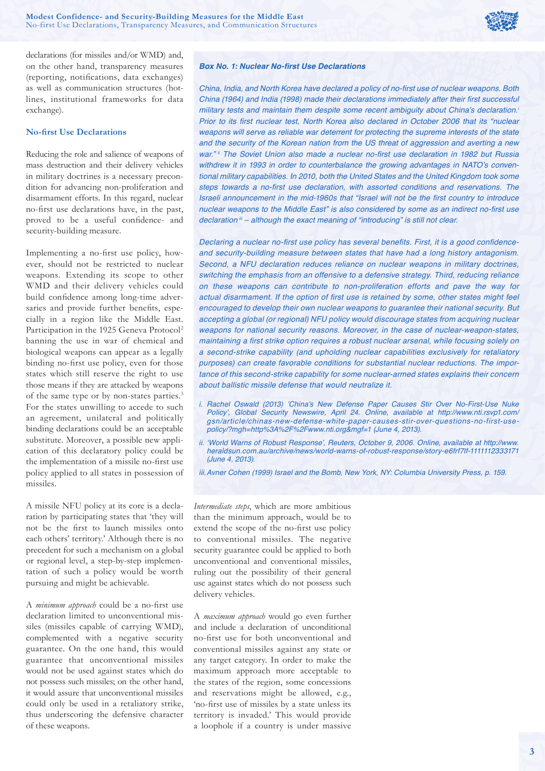declarations (for missiles and/or WMD) and, on the other hand, transparency measures (reporting, notifications, data exchanges) as well as communication structures (hotlines, institutional frameworks for data exchange).

### No-first Use Declarations

Reducing the role and salience of weapons of mass destruction and their delivery vehicles in military doctrines is a necessary precondition for advancing non-proliferation and disarmament efforts. In this regard, nuclear no-first use declarations have, in the past, proved to be a useful confidence- and security-building measure.

Implementing a no-first use policy, however, should not be restricted to nuclear weapons. Extending its scope to other WMD and their delivery vehicles could build confidence among long-time adversaries and provide further benefits, especially in a region like the Middle East. Participation in the 1925 Geneva Protocol[2] banning the use in war of chemical and biological weapons can appear as a legally binding no-first use policy, even for those states which still reserve the right to use those means if they are attacked by weapons of the same type or by non-states parties.[3] For the states unwilling to accede to such an agreement, unilateral and politically binding declarations could be an acceptable substitute. Moreover, a possible new application of this declaratory policy could be the implementation of a missile no-first use policy applied to all states in possession of missiles.

A missile NFU policy at its core is a declaration by participating states that 'they will not be the first to launch missiles onto each others' territory.' Although there is no precedent for such a mechanism on a global or regional level, a step-by-step implementation of such a policy would be worth pursuing and might be achievable.

A *minimum approach* could be a no-first use declaration limited to unconventional missiles (missiles capable of carrying WMD), complemented with a negative security guarantee. On the one hand, this would guarantee that unconventional missiles would not be used against states which do not possess such missiles; on the other hand, it would assure that unconventional missiles could only be used in a retaliatory strike, thus underscoring the defensive character of these weapons.

*Intermediate steps*, which are more ambitious than the minimum approach, would be to extend the scope of the no-first use policy to conventional missiles. The negative security guarantee could be applied to both unconventional and conventional missiles, ruling out the possibility of their general use against states which do not possess such delivery vehicles.

A *maximum approach* would go even further and include a declaration of unconditional no-first use for both unconventional and conventional missiles against any state or any target category. In order to make the maximum approach more acceptable to the states of the region, some concessions and reservations might be allowed, e.g., 'no-first use of missiles by a state unless its territory is invaded.' This would provide a loophole if a country is under massive

---

**Box No. 1: Nuclear No-first Use Declarations**

*China, India, and North Korea have declared a policy of no-first use of nuclear weapons. Both China (1964) and India (1998) made their declarations immediately after their first successful military tests and maintain them despite some recent ambiguity about China's declaration.[i] Prior to its first nuclear test, North Korea also declared in October 2006 that its "nuclear weapons will serve as reliable war deterrent for protecting the supreme interests of the state and the security of the Korean nation from the US threat of aggression and averting a new war."[ii] The Soviet Union also made a nuclear no-first use declaration in 1982 but Russia withdrew it in 1993 in order to counterbalance the growing advantages in NATO's conventional military capabilities. In 2010, both the United States and the United Kingdom took some steps towards a no-first use declaration, with assorted conditions and reservations. The Israeli announcement in the mid-1960s that "Israel will not be the first country to introduce nuclear weapons to the Middle East" is also considered by some as an indirect no-first use declaration[iii] – although the exact meaning of "introducing" is still not clear.*

*Declaring a nuclear no-first use policy has several benefits. First, it is a good confidence- and security-building measure between states that have had a long history antagonism. Second, a NFU declaration reduces reliance on nuclear weapons in military doctrines, switching the emphasis from an offensive to a defensive strategy. Third, reducing reliance on these weapons can contribute to non-proliferation efforts and pave the way for actual disarmament. If the option of first use is retained by some, other states might feel encouraged to develop their own nuclear weapons to guarantee their national security. But accepting a global (or regional) NFU policy would discourage states from acquiring nuclear weapons for national security reasons. Moreover, in the case of nuclear-weapon-states, maintaining a first strike option requires a robust nuclear arsenal, while focusing solely on a second-strike capability (and upholding nuclear capabilities exclusively for retaliatory purposes) can create favorable conditions for substantial nuclear reductions. The importance of this second-strike capability for some nuclear-armed states explains their concern about ballistic missile defense that would neutralize it.*

*i. Rachel Oswald (2013) 'China's New Defense Paper Causes Stir Over No-First-Use Nuke Policy', Global Security Newswire, April 24. Online, available at http://www.nti.rsvp1.com/gsn/article/chinas-new-defense-white-paper-causes-stir-over-questions-no-first-use-policy/?mgh=http%3A%2F%2Fwww.nti.org&mgf=1 (June 4, 2013).*

*ii. 'World Warns of Robust Response', Reuters, October 9, 2006. Online, available at http://www.heraldsun.com.au/archive/news/world-warns-of-robust-response/story-e6frf7lf-1111112333171 (June 4, 2013).*

*iii. Avner Cohen (1999) Israel and the Bomb, New York, NY: Columbia University Press, p. 159.*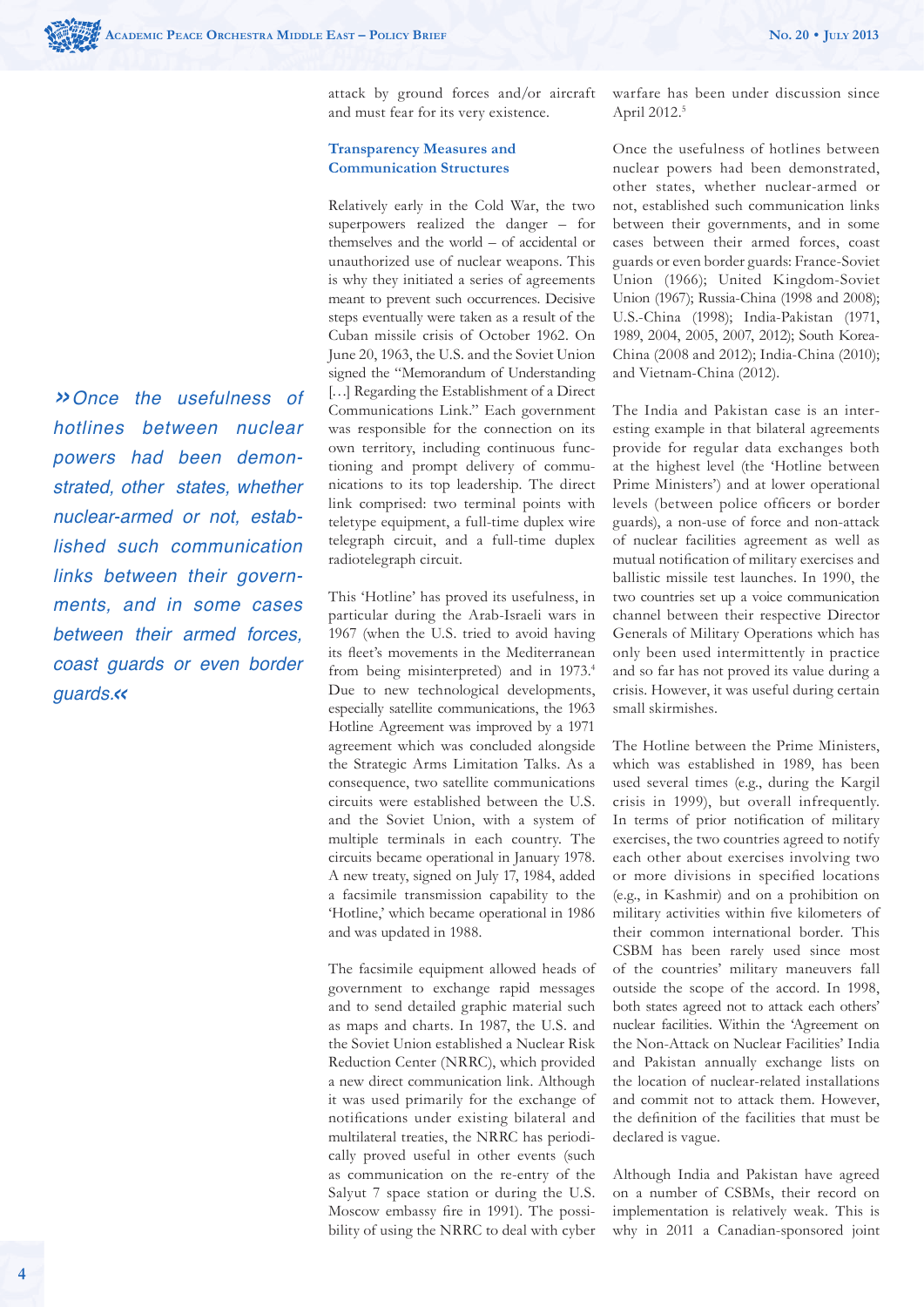attack by ground forces and/or aircraft and must fear for its very existence.

### Transparency Measures and Communication Structures

Relatively early in the Cold War, the two superpowers realized the danger – for themselves and the world – of accidental or unauthorized use of nuclear weapons. This is why they initiated a series of agreements meant to prevent such occurrences. Decisive steps eventually were taken as a result of the Cuban missile crisis of October 1962. On June 20, 1963, the U.S. and the Soviet Union signed the "Memorandum of Understanding […] Regarding the Establishment of a Direct Communications Link." Each government was responsible for the connection on its own territory, including continuous functioning and prompt delivery of communications to its top leadership. The direct link comprised: two terminal points with teletype equipment, a full-time duplex wire telegraph circuit, and a full-time duplex radiotelegraph circuit.

This 'Hotline' has proved its usefulness, in particular during the Arab-Israeli wars in 1967 (when the U.S. tried to avoid having its fleet's movements in the Mediterranean from being misinterpreted) and in 1973.[4] Due to new technological developments, especially satellite communications, the 1963 Hotline Agreement was improved by a 1971 agreement which was concluded alongside the Strategic Arms Limitation Talks. As a consequence, two satellite communications circuits were established between the U.S. and the Soviet Union, with a system of multiple terminals in each country. The circuits became operational in January 1978. A new treaty, signed on July 17, 1984, added a facsimile transmission capability to the 'Hotline,' which became operational in 1986 and was updated in 1988.

The facsimile equipment allowed heads of government to exchange rapid messages and to send detailed graphic material such as maps and charts. In 1987, the U.S. and the Soviet Union established a Nuclear Risk Reduction Center (NRRC), which provided a new direct communication link. Although it was used primarily for the exchange of notifications under existing bilateral and multilateral treaties, the NRRC has periodically proved useful in other events (such as communication on the re-entry of the Salyut 7 space station or during the U.S. Moscow embassy fire in 1991). The possibility of using the NRRC to deal with cyber warfare has been under discussion since April 2012.[5]

Once the usefulness of hotlines between nuclear powers had been demonstrated, other states, whether nuclear-armed or not, established such communication links between their governments, and in some cases between their armed forces, coast guards or even border guards: France-Soviet Union (1966); United Kingdom-Soviet Union (1967); Russia-China (1998 and 2008); U.S.-China (1998); India-Pakistan (1971, 1989, 2004, 2005, 2007, 2012); South Korea-China (2008 and 2012); India-China (2010); and Vietnam-China (2012).

> *»Once the usefulness of hotlines between nuclear powers had been demonstrated, other states, whether nuclear-armed or not, established such communication links between their governments, and in some cases between their armed forces, coast guards or even border guards.«*

The India and Pakistan case is an interesting example in that bilateral agreements provide for regular data exchanges both at the highest level (the 'Hotline between Prime Ministers') and at lower operational levels (between police officers or border guards), a non-use of force and non-attack of nuclear facilities agreement as well as mutual notification of military exercises and ballistic missile test launches. In 1990, the two countries set up a voice communication channel between their respective Director Generals of Military Operations which has only been used intermittently in practice and so far has not proved its value during a crisis. However, it was useful during certain small skirmishes.

The Hotline between the Prime Ministers, which was established in 1989, has been used several times (e.g., during the Kargil crisis in 1999), but overall infrequently. In terms of prior notification of military exercises, the two countries agreed to notify each other about exercises involving two or more divisions in specified locations (e.g., in Kashmir) and on a prohibition on military activities within five kilometers of their common international border. This CSBM has been rarely used since most of the countries' military maneuvers fall outside the scope of the accord. In 1998, both states agreed not to attack each others' nuclear facilities. Within the 'Agreement on the Non-Attack on Nuclear Facilities' India and Pakistan annually exchange lists on the location of nuclear-related installations and commit not to attack them. However, the definition of the facilities that must be declared is vague.

Although India and Pakistan have agreed on a number of CSBMs, their record on implementation is relatively weak. This is why in 2011 a Canadian-sponsored joint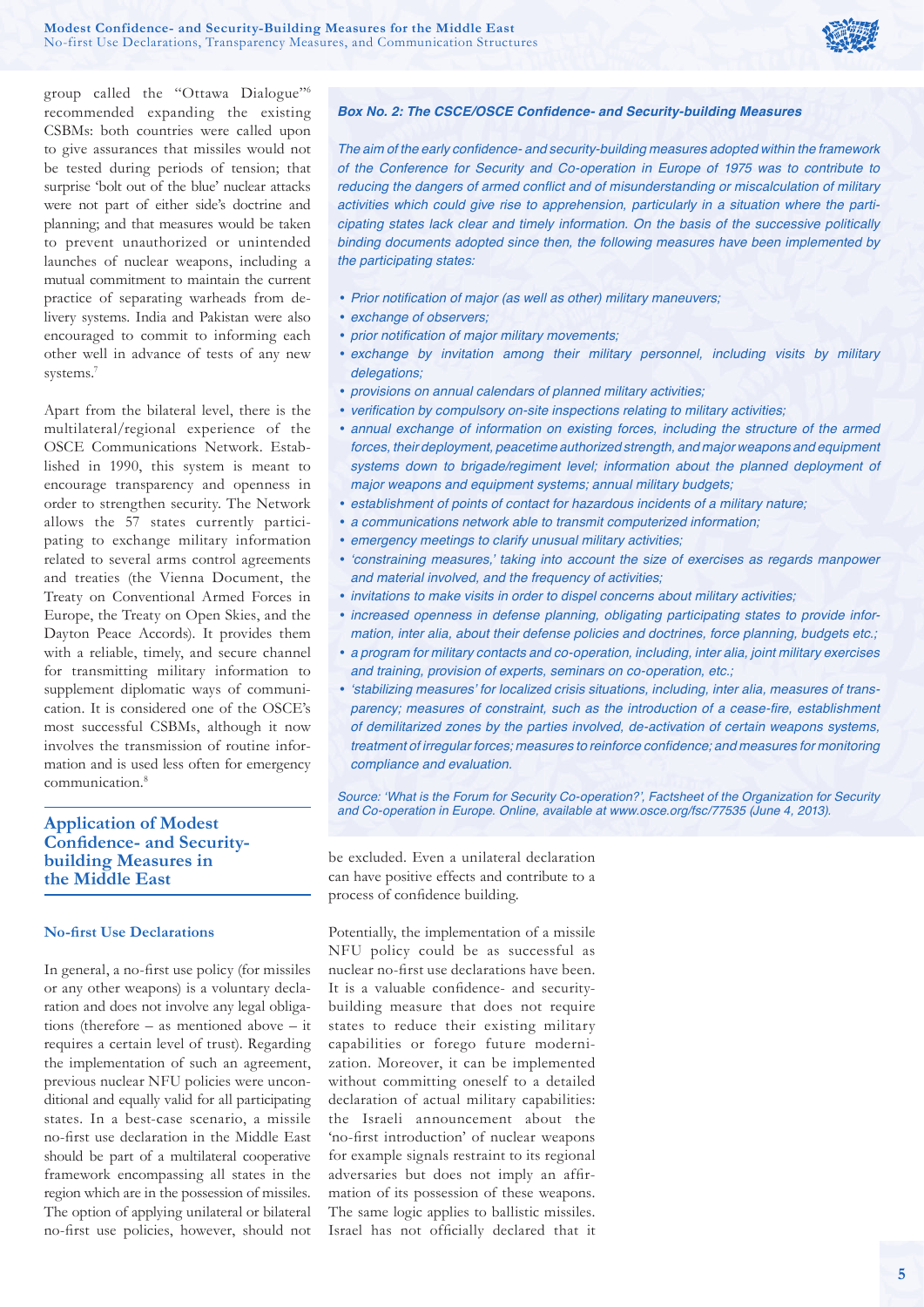group called the "Ottawa Dialogue"[6] recommended expanding the existing CSBMs: both countries were called upon to give assurances that missiles would not be tested during periods of tension; that surprise 'bolt out of the blue' nuclear attacks were not part of either side's doctrine and planning; and that measures would be taken to prevent unauthorized or unintended launches of nuclear weapons, including a mutual commitment to maintain the current practice of separating warheads from delivery systems. India and Pakistan were also encouraged to commit to informing each other well in advance of tests of any new systems.[7]

Apart from the bilateral level, there is the multilateral/regional experience of the OSCE Communications Network. Established in 1990, this system is meant to encourage transparency and openness in order to strengthen security. The Network allows the 57 states currently participating to exchange military information related to several arms control agreements and treaties (the Vienna Document, the Treaty on Conventional Armed Forces in Europe, the Treaty on Open Skies, and the Dayton Peace Accords). It provides them with a reliable, timely, and secure channel for transmitting military information to supplement diplomatic ways of communication. It is considered one of the OSCE's most successful CSBMs, although it now involves the transmission of routine information and is used less often for emergency communication.[8]

> ***Box No. 2: The CSCE/OSCE Confidence- and Security-building Measures***
>
> *The aim of the early confidence- and security-building measures adopted within the framework of the Conference for Security and Co-operation in Europe of 1975 was to contribute to reducing the dangers of armed conflict and of misunderstanding or miscalculation of military activities which could give rise to apprehension, particularly in a situation where the participating states lack clear and timely information. On the basis of the successive politically binding documents adopted since then, the following measures have been implemented by the participating states:*
>
> - *Prior notification of major (as well as other) military maneuvers;*
> - *exchange of observers;*
> - *prior notification of major military movements;*
> - *exchange by invitation among their military personnel, including visits by military delegations;*
> - *provisions on annual calendars of planned military activities;*
> - *verification by compulsory on-site inspections relating to military activities;*
> - *annual exchange of information on existing forces, including the structure of the armed forces, their deployment, peacetime authorized strength, and major weapons and equipment systems down to brigade/regiment level; information about the planned deployment of major weapons and equipment systems; annual military budgets;*
> - *establishment of points of contact for hazardous incidents of a military nature;*
> - *a communications network able to transmit computerized information;*
> - *emergency meetings to clarify unusual military activities;*
> - *'constraining measures,' taking into account the size of exercises as regards manpower and material involved, and the frequency of activities;*
> - *invitations to make visits in order to dispel concerns about military activities;*
> - *increased openness in defense planning, obligating participating states to provide information, inter alia, about their defense policies and doctrines, force planning, budgets etc.;*
> - *a program for military contacts and co-operation, including, inter alia, joint military exercises and training, provision of experts, seminars on co-operation, etc.;*
> - *'stabilizing measures' for localized crisis situations, including, inter alia, measures of transparency; measures of constraint, such as the introduction of a cease-fire, establishment of demilitarized zones by the parties involved, de-activation of certain weapons systems, treatment of irregular forces; measures to reinforce confidence; and measures for monitoring compliance and evaluation.*
>
> *Source: 'What is the Forum for Security Co-operation?', Factsheet of the Organization for Security and Co-operation in Europe. Online, available at www.osce.org/fsc/77535 (June 4, 2013).*

## Application of Modest Confidence- and Security-building Measures in the Middle East

### No-first Use Declarations

In general, a no-first use policy (for missiles or any other weapons) is a voluntary declaration and does not involve any legal obligations (therefore – as mentioned above – it requires a certain level of trust). Regarding the implementation of such an agreement, previous nuclear NFU policies were unconditional and equally valid for all participating states. In a best-case scenario, a missile no-first use declaration in the Middle East should be part of a multilateral cooperative framework encompassing all states in the region which are in the possession of missiles. The option of applying unilateral or bilateral no-first use policies, however, should not be excluded. Even a unilateral declaration can have positive effects and contribute to a process of confidence building.

Potentially, the implementation of a missile NFU policy could be as successful as nuclear no-first use declarations have been. It is a valuable confidence- and security-building measure that does not require states to reduce their existing military capabilities or forego future modernization. Moreover, it can be implemented without committing oneself to a detailed declaration of actual military capabilities: the Israeli announcement about the 'no-first introduction' of nuclear weapons for example signals restraint to its regional adversaries but does not imply an affirmation of its possession of these weapons. The same logic applies to ballistic missiles. Israel has not officially declared that it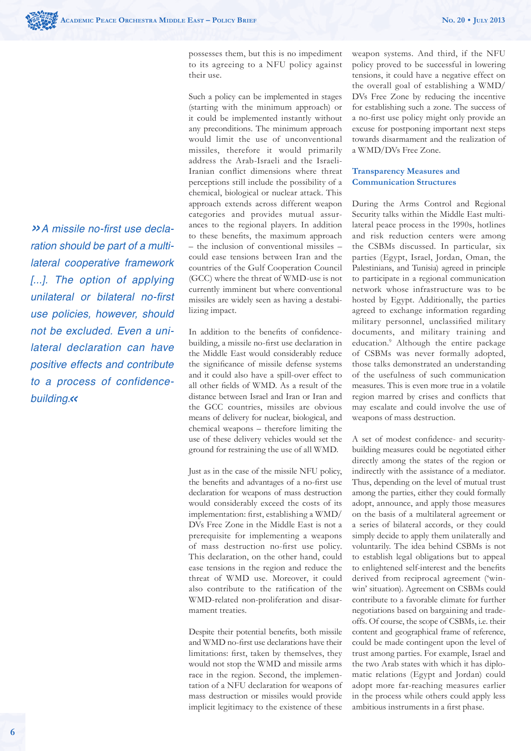possesses them, but this is no impediment to its agreeing to a NFU policy against their use.

Such a policy can be implemented in stages (starting with the minimum approach) or it could be implemented instantly without any preconditions. The minimum approach would limit the use of unconventional missiles, therefore it would primarily address the Arab-Israeli and the Israeli-Iranian conflict dimensions where threat perceptions still include the possibility of a chemical, biological or nuclear attack. This approach extends across different weapon categories and provides mutual assurances to the regional players. In addition to these benefits, the maximum approach – the inclusion of conventional missiles – could ease tensions between Iran and the countries of the Gulf Cooperation Council (GCC) where the threat of WMD-use is not currently imminent but where conventional missiles are widely seen as having a destabilizing impact.

In addition to the benefits of confidence-building, a missile no-first use declaration in the Middle East would considerably reduce the significance of missile defense systems and it could also have a spill-over effect to all other fields of WMD. As a result of the distance between Israel and Iran or Iran and the GCC countries, missiles are obvious means of delivery for nuclear, biological, and chemical weapons – therefore limiting the use of these delivery vehicles would set the ground for restraining the use of all WMD.

> *»A missile no-first use declaration should be part of a multilateral cooperative framework [...]. The option of applying unilateral or bilateral no-first use policies, however, should not be excluded. Even a unilateral declaration can have positive effects and contribute to a process of confidence-building.«*

Just as in the case of the missile NFU policy, the benefits and advantages of a no-first use declaration for weapons of mass destruction would considerably exceed the costs of its implementation: first, establishing a WMD/DVs Free Zone in the Middle East is not a prerequisite for implementing a weapons of mass destruction no-first use policy. This declaration, on the other hand, could ease tensions in the region and reduce the threat of WMD use. Moreover, it could also contribute to the ratification of the WMD-related non-proliferation and disarmament treaties.

Despite their potential benefits, both missile and WMD no-first use declarations have their limitations: first, taken by themselves, they would not stop the WMD and missile arms race in the region. Second, the implementation of a NFU declaration for weapons of mass destruction or missiles would provide implicit legitimacy to the existence of these weapon systems. And third, if the NFU policy proved to be successful in lowering tensions, it could have a negative effect on the overall goal of establishing a WMD/DVs Free Zone by reducing the incentive for establishing such a zone. The success of a no-first use policy might only provide an excuse for postponing important next steps towards disarmament and the realization of a WMD/DVs Free Zone.

### Transparency Measures and Communication Structures

During the Arms Control and Regional Security talks within the Middle East multilateral peace process in the 1990s, hotlines and risk reduction centers were among the CSBMs discussed. In particular, six parties (Egypt, Israel, Jordan, Oman, the Palestinians, and Tunisia) agreed in principle to participate in a regional communication network whose infrastructure was to be hosted by Egypt. Additionally, the parties agreed to exchange information regarding military personnel, unclassified military documents, and military training and education.[9] Although the entire package of CSBMs was never formally adopted, those talks demonstrated an understanding of the usefulness of such communication measures. This is even more true in a volatile region marred by crises and conflicts that may escalate and could involve the use of weapons of mass destruction.

A set of modest confidence- and security-building measures could be negotiated either directly among the states of the region or indirectly with the assistance of a mediator. Thus, depending on the level of mutual trust among the parties, either they could formally adopt, announce, and apply those measures on the basis of a multilateral agreement or a series of bilateral accords, or they could simply decide to apply them unilaterally and voluntarily. The idea behind CSBMs is not to establish legal obligations but to appeal to enlightened self-interest and the benefits derived from reciprocal agreement ('win-win' situation). Agreement on CSBMs could contribute to a favorable climate for further negotiations based on bargaining and trade-offs. Of course, the scope of CSBMs, i.e. their content and geographical frame of reference, could be made contingent upon the level of trust among parties. For example, Israel and the two Arab states with which it has diplomatic relations (Egypt and Jordan) could adopt more far-reaching measures earlier in the process while others could apply less ambitious instruments in a first phase.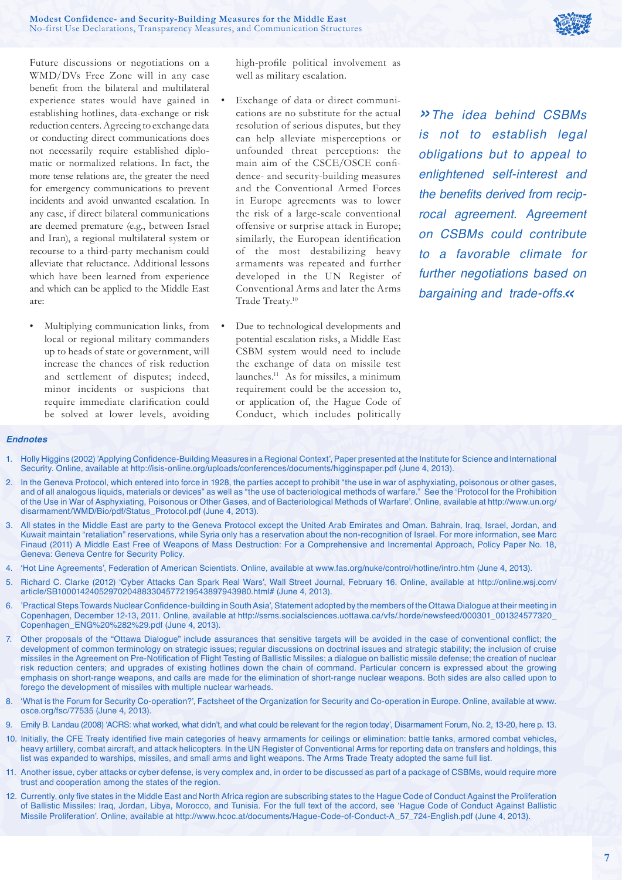Future discussions or negotiations on a WMD/DVs Free Zone will in any case benefit from the bilateral and multilateral experience states would have gained in establishing hotlines, data-exchange or risk reduction centers. Agreeing to exchange data or conducting direct communications does not necessarily require established diplomatic or normalized relations. In fact, the more tense relations are, the greater the need for emergency communications to prevent incidents and avoid unwanted escalation. In any case, if direct bilateral communications are deemed premature (e.g., between Israel and Iran), a regional multilateral system or recourse to a third-party mechanism could alleviate that reluctance. Additional lessons which have been learned from experience and which can be applied to the Middle East are:

- Multiplying communication links, from local or regional military commanders up to heads of state or government, will increase the chances of risk reduction and settlement of disputes; indeed, minor incidents or suspicions that require immediate clarification could be solved at lower levels, avoiding high-profile political involvement as well as military escalation.
- Exchange of data or direct communications are no substitute for the actual resolution of serious disputes, but they can help alleviate misperceptions or unfounded threat perceptions: the main aim of the CSCE/OSCE confidence- and security-building measures and the Conventional Armed Forces in Europe agreements was to lower the risk of a large-scale conventional offensive or surprise attack in Europe; similarly, the European identification of the most destabilizing heavy armaments was repeated and further developed in the UN Register of Conventional Arms and later the Arms Trade Treaty.[10]
- Due to technological developments and potential escalation risks, a Middle East CSBM system would need to include the exchange of data on missile test launches.[11] As for missiles, a minimum requirement could be the accession to, or application of, the Hague Code of Conduct, which includes politically

> *»The idea behind CSBMs is not to establish legal obligations but to appeal to enlightened self-interest and the benefits derived from reciprocal agreement. Agreement on CSBMs could contribute to a favorable climate for further negotiations based on bargaining and trade-offs.«*

### Endnotes

1. Holly Higgins (2002) 'Applying Confidence-Building Measures in a Regional Context', Paper presented at the Institute for Science and International Security. Online, available at http://isis-online.org/uploads/conferences/documents/higginspaper.pdf (June 4, 2013).
2. In the Geneva Protocol, which entered into force in 1928, the parties accept to prohibit "the use in war of asphyxiating, poisonous or other gases, and of all analogous liquids, materials or devices" as well as "the use of bacteriological methods of warfare." See the 'Protocol for the Prohibition of the Use in War of Asphyxiating, Poisonous or Other Gases, and of Bacteriological Methods of Warfare'. Online, available at http://www.un.org/disarmament/WMD/Bio/pdf/Status_Protocol.pdf (June 4, 2013).
3. All states in the Middle East are party to the Geneva Protocol except the United Arab Emirates and Oman. Bahrain, Iraq, Israel, Jordan, and Kuwait maintain "retaliation" reservations, while Syria only has a reservation about the non-recognition of Israel. For more information, see Marc Finaud (2011) A Middle East Free of Weapons of Mass Destruction: For a Comprehensive and Incremental Approach, Policy Paper No. 18, Geneva: Geneva Centre for Security Policy.
4. 'Hot Line Agreements', Federation of American Scientists. Online, available at www.fas.org/nuke/control/hotline/intro.htm (June 4, 2013).
5. Richard C. Clarke (2012) 'Cyber Attacks Can Spark Real Wars', Wall Street Journal, February 16. Online, available at http://online.wsj.com/article/SB10001424052970204883304577219543897943980.html# (June 4, 2013).
6. 'Practical Steps Towards Nuclear Confidence-building in South Asia', Statement adopted by the members of the Ottawa Dialogue at their meeting in Copenhagen, December 12-13, 2011. Online, available at http://ssms.socialsciences.uottawa.ca/vfs/.horde/newsfeed/000301_001324577320_Copenhagen_ENG%20%282%29.pdf (June 4, 2013).
7. Other proposals of the "Ottawa Dialogue" include assurances that sensitive targets will be avoided in the case of conventional conflict; the development of common terminology on strategic issues; regular discussions on doctrinal issues and strategic stability; the inclusion of cruise missiles in the Agreement on Pre-Notification of Flight Testing of Ballistic Missiles; a dialogue on ballistic missile defense; the creation of nuclear risk reduction centers; and upgrades of existing hotlines down the chain of command. Particular concern is expressed about the growing emphasis on short-range weapons, and calls are made for the elimination of short-range nuclear weapons. Both sides are also called upon to forego the development of missiles with multiple nuclear warheads.
8. 'What is the Forum for Security Co-operation?', Factsheet of the Organization for Security and Co-operation in Europe. Online, available at www.osce.org/fsc/77535 (June 4, 2013).
9. Emily B. Landau (2008) 'ACRS: what worked, what didn't, and what could be relevant for the region today', Disarmament Forum, No. 2, 13-20, here p. 13.
10. Initially, the CFE Treaty identified five main categories of heavy armaments for ceilings or elimination: battle tanks, armored combat vehicles, heavy artillery, combat aircraft, and attack helicopters. In the UN Register of Conventional Arms for reporting data on transfers and holdings, this list was expanded to warships, missiles, and small arms and light weapons. The Arms Trade Treaty adopted the same full list.
11. Another issue, cyber attacks or cyber defense, is very complex and, in order to be discussed as part of a package of CSBMs, would require more trust and cooperation among the states of the region.
12. Currently, only five states in the Middle East and North Africa region are subscribing states to the Hague Code of Conduct Against the Proliferation of Ballistic Missiles: Iraq, Jordan, Libya, Morocco, and Tunisia. For the full text of the accord, see 'Hague Code of Conduct Against Ballistic Missile Proliferation'. Online, available at http://www.hcoc.at/documents/Hague-Code-of-Conduct-A_57_724-English.pdf (June 4, 2013).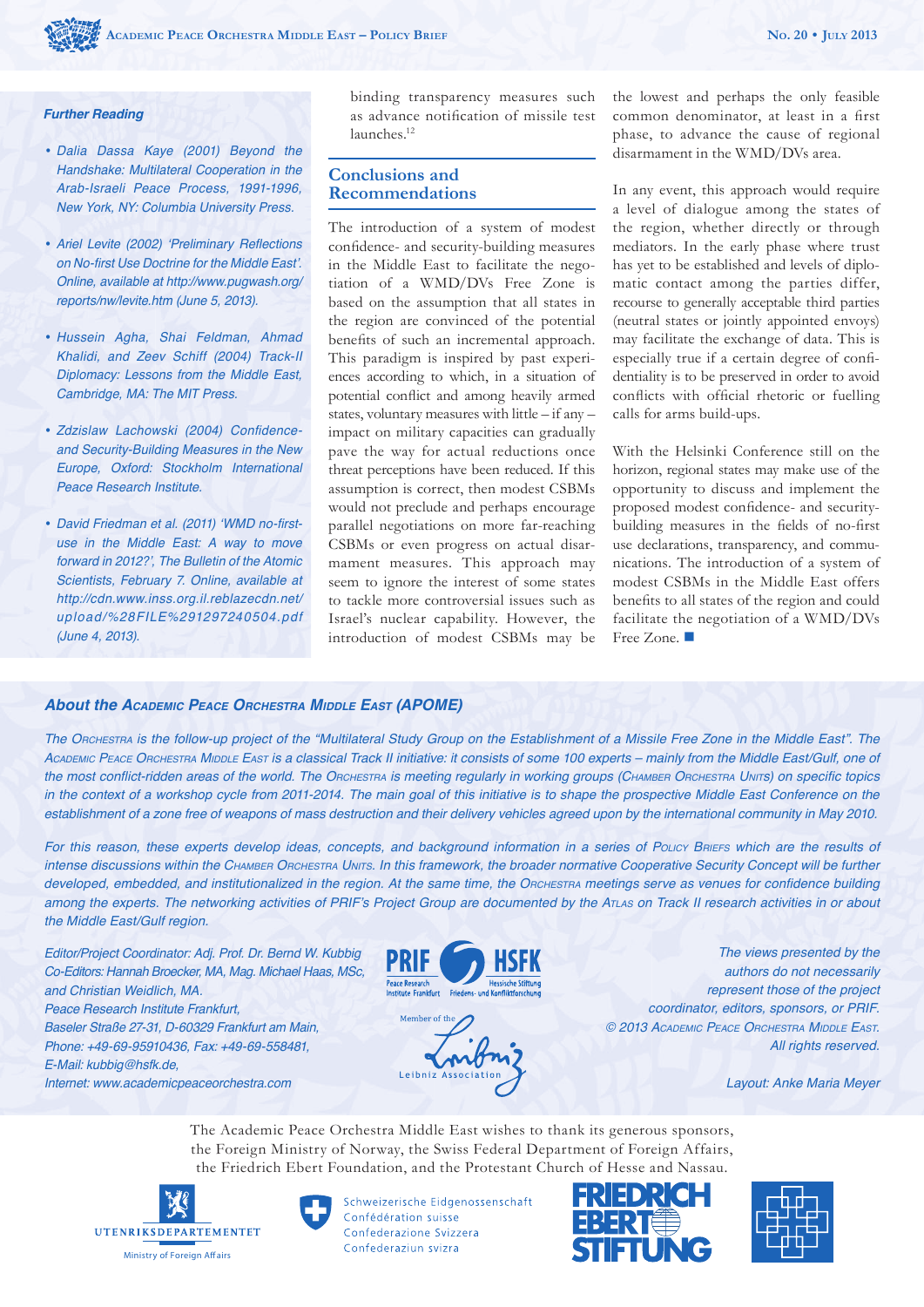binding transparency measures such as advance notification of missile test launches.[12]

## Conclusions and Recommendations

The introduction of a system of modest confidence- and security-building measures in the Middle East to facilitate the negotiation of a WMD/DVs Free Zone is based on the assumption that all states in the region are convinced of the potential benefits of such an incremental approach. This paradigm is inspired by past experiences according to which, in a situation of potential conflict and among heavily armed states, voluntary measures with little – if any – impact on military capacities can gradually pave the way for actual reductions once threat perceptions have been reduced. If this assumption is correct, then modest CSBMs would not preclude and perhaps encourage parallel negotiations on more far-reaching CSBMs or even progress on actual disarmament measures. This approach may seem to ignore the interest of some states to tackle more controversial issues such as Israel's nuclear capability. However, the introduction of modest CSBMs may be the lowest and perhaps the only feasible common denominator, at least in a first phase, to advance the cause of regional disarmament in the WMD/DVs area.

In any event, this approach would require a level of dialogue among the states of the region, whether directly or through mediators. In the early phase where trust has yet to be established and levels of diplomatic contact among the parties differ, recourse to generally acceptable third parties (neutral states or jointly appointed envoys) may facilitate the exchange of data. This is especially true if a certain degree of confidentiality is to be preserved in order to avoid conflicts with official rhetoric or fuelling calls for arms build-ups.

With the Helsinki Conference still on the horizon, regional states may make use of the opportunity to discuss and implement the proposed modest confidence- and security-building measures in the fields of no-first use declarations, transparency, and communications. The introduction of a system of modest CSBMs in the Middle East offers benefits to all states of the region and could facilitate the negotiation of a WMD/DVs Free Zone. ■

### Further Reading

- *Dalia Dassa Kaye (2001) Beyond the Handshake: Multilateral Cooperation in the Arab-Israeli Peace Process, 1991-1996, New York, NY: Columbia University Press.*
- *Ariel Levite (2002) 'Preliminary Reflections on No-first Use Doctrine for the Middle East'. Online, available at http://www.pugwash.org/reports/nw/levite.htm (June 5, 2013).*
- *Hussein Agha, Shai Feldman, Ahmad Khalidi, and Zeev Schiff (2004) Track-II Diplomacy: Lessons from the Middle East, Cambridge, MA: The MIT Press.*
- *Zdzislaw Lachowski (2004) Confidence- and Security-Building Measures in the New Europe, Oxford: Stockholm International Peace Research Institute.*
- *David Friedman et al. (2011) 'WMD no-first-use in the Middle East: A way to move forward in 2012?', The Bulletin of the Atomic Scientists, February 7. Online, available at http://cdn.www.inss.org.il.reblazecdn.net/upload/%28FILE%291297240504.pdf (June 4, 2013).*

### About the Academic Peace Orchestra Middle East (APOME)

*The Orchestra is the follow-up project of the "Multilateral Study Group on the Establishment of a Missile Free Zone in the Middle East". The Academic Peace Orchestra Middle East is a classical Track II initiative: it consists of some 100 experts – mainly from the Middle East/Gulf, one of the most conflict-ridden areas of the world. The Orchestra is meeting regularly in working groups (Chamber Orchestra Units) on specific topics in the context of a workshop cycle from 2011-2014. The main goal of this initiative is to shape the prospective Middle East Conference on the establishment of a zone free of weapons of mass destruction and their delivery vehicles agreed upon by the international community in May 2010.*

*For this reason, these experts develop ideas, concepts, and background information in a series of Policy Briefs which are the results of intense discussions within the Chamber Orchestra Units. In this framework, the broader normative Cooperative Security Concept will be further developed, embedded, and institutionalized in the region. At the same time, the Orchestra meetings serve as venues for confidence building among the experts. The networking activities of PRIF's Project Group are documented by the Atlas on Track II research activities in or about the Middle East/Gulf region.*

*Editor/Project Coordinator: Adj. Prof. Dr. Bernd W. Kubbig*
*Co-Editors: Hannah Broecker, MA, Mag. Michael Haas, MSc, and Christian Weidlich, MA.*
*Peace Research Institute Frankfurt,*
*Baseler Straße 27-31, D-60329 Frankfurt am Main,*
*Phone: +49-69-95910436, Fax: +49-69-558481,*
*E-Mail: kubbig@hsfk.de,*
*Internet: www.academicpeaceorchestra.com*

PRIF Peace Research Institute Frankfurt — HSFK Hessische Stiftung Friedens- und Konfliktforschung

Member of the Leibniz Association

*The views presented by the authors do not necessarily represent those of the project coordinator, editors, sponsors, or PRIF.*
*© 2013 Academic Peace Orchestra Middle East.*
*All rights reserved.*

*Layout: Anke Maria Meyer*

The Academic Peace Orchestra Middle East wishes to thank its generous sponsors, the Foreign Ministry of Norway, the Swiss Federal Department of Foreign Affairs, the Friedrich Ebert Foundation, and the Protestant Church of Hesse and Nassau.

UTENRIKSDEPARTEMENTET
Ministry of Foreign Affairs

Schweizerische Eidgenossenschaft
Confédération suisse
Confederazione Svizzera
Confederaziun svizra

FRIEDRICH EBERT STIFTUNG